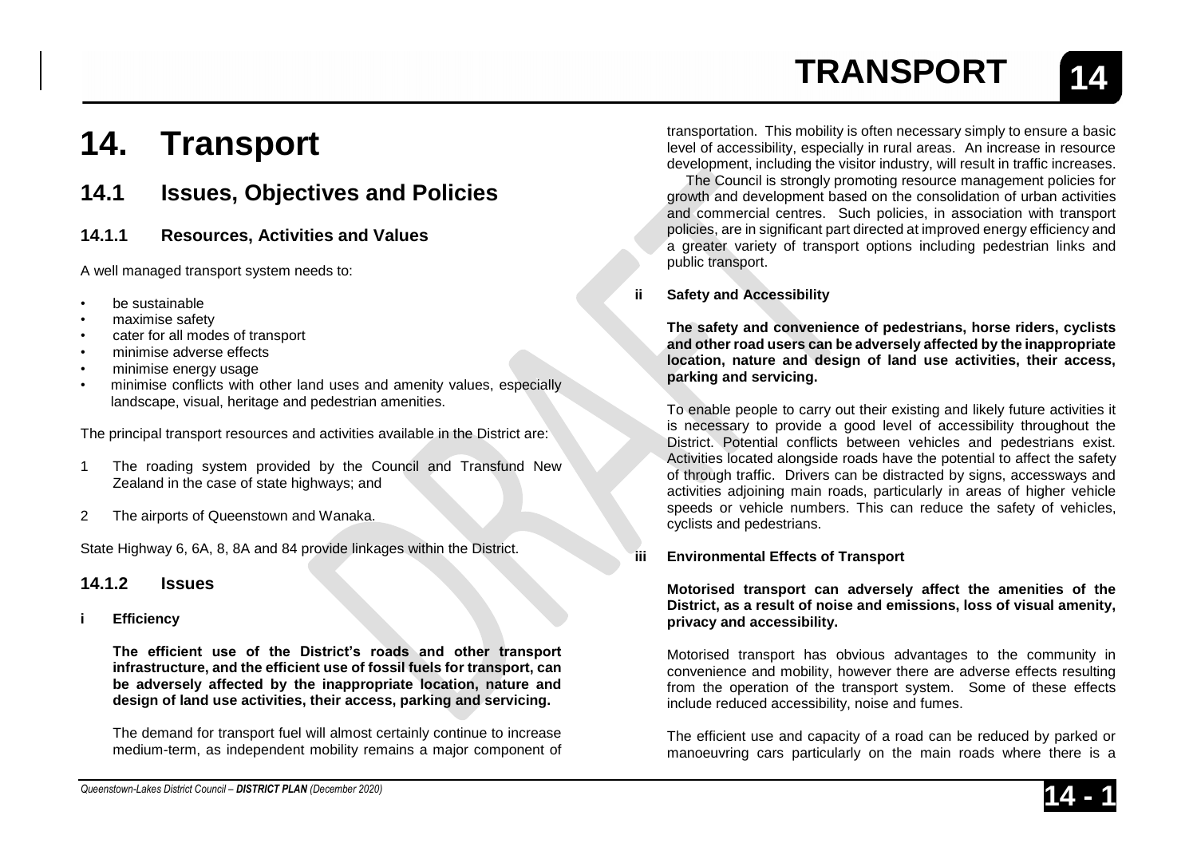# 14. Transport

## 14.1 Issues, Objectives and Policies

### 14.1.1 Resources, Activities and Values

A well managed transport system needs to:

- be sustainable
- maximise safety
- cater for all modes of transport
- minimise adverse effects
- minimise energy usage
- minimise conflicts with other land uses and amenity values, especially landscape, visual, heritage and pedestrian amenities.

The principal transport resources and activities available in the District are:

1. The roading system provided by the Council and Transfund New Zealand in the case of state highways; and
2. The airports of Queenstown and Wanaka.

State Highway 6, 6A, 8, 8A and 84 provide linkages within the District.

### 14.1.2 Issues

**i Efficiency**

**The efficient use of the District's roads and other transport infrastructure, and the efficient use of fossil fuels for transport, can be adversely affected by the inappropriate location, nature and design of land use activities, their access, parking and servicing.**

The demand for transport fuel will almost certainly continue to increase medium-term, as independent mobility remains a major component of transportation. This mobility is often necessary simply to ensure a basic level of accessibility, especially in rural areas. An increase in resource development, including the visitor industry, will result in traffic increases.

The Council is strongly promoting resource management policies for growth and development based on the consolidation of urban activities and commercial centres. Such policies, in association with transport policies, are in significant part directed at improved energy efficiency and a greater variety of transport options including pedestrian links and public transport.

**ii Safety and Accessibility**

**The safety and convenience of pedestrians, horse riders, cyclists and other road users can be adversely affected by the inappropriate location, nature and design of land use activities, their access, parking and servicing.**

To enable people to carry out their existing and likely future activities it is necessary to provide a good level of accessibility throughout the District. Potential conflicts between vehicles and pedestrians exist. Activities located alongside roads have the potential to affect the safety of through traffic. Drivers can be distracted by signs, accessways and activities adjoining main roads, particularly in areas of higher vehicle speeds or vehicle numbers. This can reduce the safety of vehicles, cyclists and pedestrians.

**iii Environmental Effects of Transport**

**Motorised transport can adversely affect the amenities of the District, as a result of noise and emissions, loss of visual amenity, privacy and accessibility.**

Motorised transport has obvious advantages to the community in convenience and mobility, however there are adverse effects resulting from the operation of the transport system. Some of these effects include reduced accessibility, noise and fumes.

The efficient use and capacity of a road can be reduced by parked or manoeuvring cars particularly on the main roads where there is a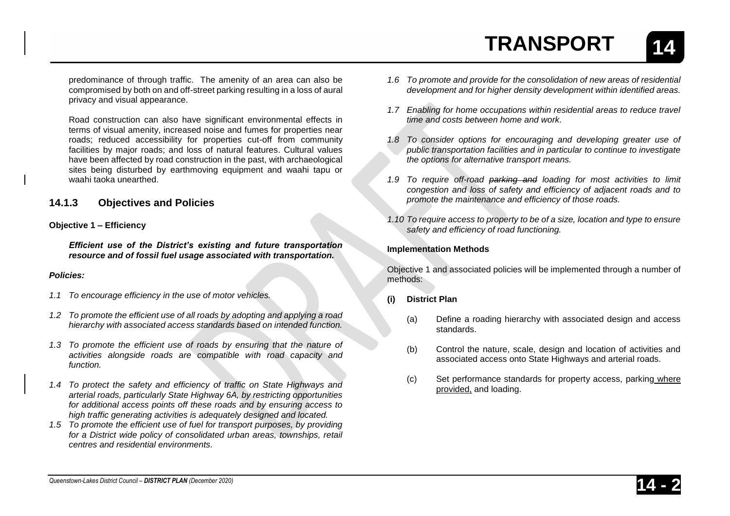predominance of through traffic. The amenity of an area can also be compromised by both on and off-street parking resulting in a loss of aural privacy and visual appearance.

Road construction can also have significant environmental effects in terms of visual amenity, increased noise and fumes for properties near roads; reduced accessibility for properties cut-off from community facilities by major roads; and loss of natural features. Cultural values have been affected by road construction in the past, with archaeological sites being disturbed by earthmoving equipment and waahi tapu or waahi taoka unearthed.

### 14.1.3 Objectives and Policies

**Objective 1 – Efficiency**

***Efficient use of the District's existing and future transportation resource and of fossil fuel usage associated with transportation.***

***Policies:***

*1.1 To encourage efficiency in the use of motor vehicles.*

*1.2 To promote the efficient use of all roads by adopting and applying a road hierarchy with associated access standards based on intended function.*

*1.3 To promote the efficient use of roads by ensuring that the nature of activities alongside roads are compatible with road capacity and function.*

*1.4 To protect the safety and efficiency of traffic on State Highways and arterial roads, particularly State Highway 6A, by restricting opportunities for additional access points off these roads and by ensuring access to high traffic generating activities is adequately designed and located.*

*1.5 To promote the efficient use of fuel for transport purposes, by providing for a District wide policy of consolidated urban areas, townships, retail centres and residential environments.*

*1.6 To promote and provide for the consolidation of new areas of residential development and for higher density development within identified areas.*

*1.7 Enabling for home occupations within residential areas to reduce travel time and costs between home and work.*

*1.8 To consider options for encouraging and developing greater use of public transportation facilities and in particular to continue to investigate the options for alternative transport means.*

*1.9 To require off-road ~~parking and~~ loading for most activities to limit congestion and loss of safety and efficiency of adjacent roads and to promote the maintenance and efficiency of those roads.*

*1.10 To require access to property to be of a size, location and type to ensure safety and efficiency of road functioning.*

**Implementation Methods**

Objective 1 and associated policies will be implemented through a number of methods:

**(i) District Plan**

(a) Define a roading hierarchy with associated design and access standards.

(b) Control the nature, scale, design and location of activities and associated access onto State Highways and arterial roads.

(c) Set performance standards for property access, parking where provided, and loading.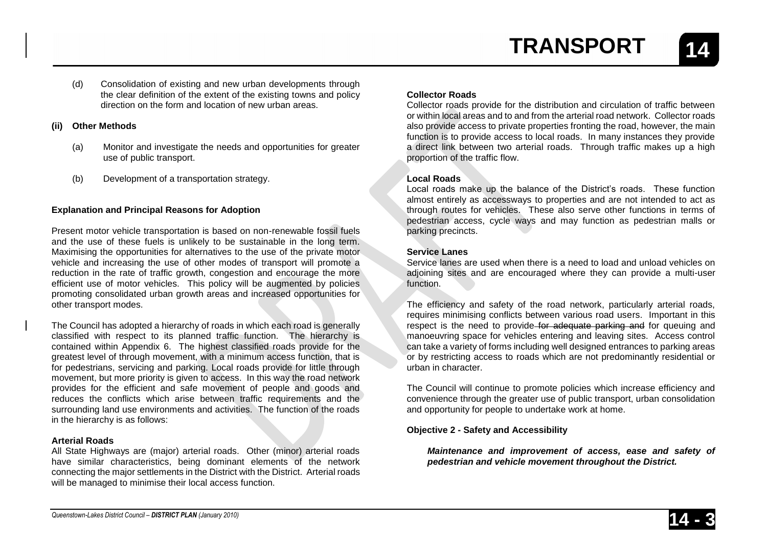(d) Consolidation of existing and new urban developments through the clear definition of the extent of the existing towns and policy direction on the form and location of new urban areas.

**(ii) Other Methods**

(a) Monitor and investigate the needs and opportunities for greater use of public transport.

(b) Development of a transportation strategy.

**Explanation and Principal Reasons for Adoption**

Present motor vehicle transportation is based on non-renewable fossil fuels and the use of these fuels is unlikely to be sustainable in the long term. Maximising the opportunities for alternatives to the use of the private motor vehicle and increasing the use of other modes of transport will promote a reduction in the rate of traffic growth, congestion and encourage the more efficient use of motor vehicles. This policy will be augmented by policies promoting consolidated urban growth areas and increased opportunities for other transport modes.

The Council has adopted a hierarchy of roads in which each road is generally classified with respect to its planned traffic function. The hierarchy is contained within Appendix 6. The highest classified roads provide for the greatest level of through movement, with a minimum access function, that is for pedestrians, servicing and parking. Local roads provide for little through movement, but more priority is given to access. In this way the road network provides for the efficient and safe movement of people and goods and reduces the conflicts which arise between traffic requirements and the surrounding land use environments and activities. The function of the roads in the hierarchy is as follows:

**Arterial Roads**
All State Highways are (major) arterial roads. Other (minor) arterial roads have similar characteristics, being dominant elements of the network connecting the major settlements in the District with the District. Arterial roads will be managed to minimise their local access function.

**Collector Roads**
Collector roads provide for the distribution and circulation of traffic between or within local areas and to and from the arterial road network. Collector roads also provide access to private properties fronting the road, however, the main function is to provide access to local roads. In many instances they provide a direct link between two arterial roads. Through traffic makes up a high proportion of the traffic flow.

**Local Roads**
Local roads make up the balance of the District's roads. These function almost entirely as accessways to properties and are not intended to act as through routes for vehicles. These also serve other functions in terms of pedestrian access, cycle ways and may function as pedestrian malls or parking precincts.

**Service Lanes**
Service lanes are used when there is a need to load and unload vehicles on adjoining sites and are encouraged where they can provide a multi-user function.

The efficiency and safety of the road network, particularly arterial roads, requires minimising conflicts between various road users. Important in this respect is the need to provide ~~for adequate parking and~~ for queuing and manoeuvring space for vehicles entering and leaving sites. Access control can take a variety of forms including well designed entrances to parking areas or by restricting access to roads which are not predominantly residential or urban in character.

The Council will continue to promote policies which increase efficiency and convenience through the greater use of public transport, urban consolidation and opportunity for people to undertake work at home.

**Objective 2 - Safety and Accessibility**

***Maintenance and improvement of access, ease and safety of pedestrian and vehicle movement throughout the District.***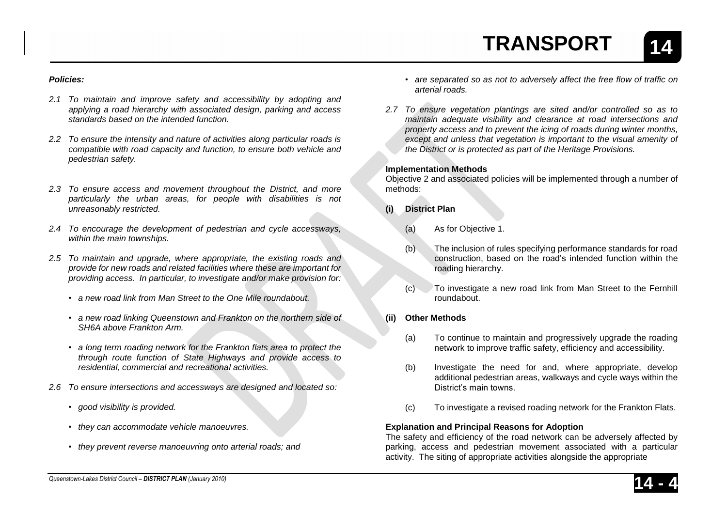***Policies:***

*2.1 To maintain and improve safety and accessibility by adopting and applying a road hierarchy with associated design, parking and access standards based on the intended function.*

*2.2 To ensure the intensity and nature of activities along particular roads is compatible with road capacity and function, to ensure both vehicle and pedestrian safety.*

*2.3 To ensure access and movement throughout the District, and more particularly the urban areas, for people with disabilities is not unreasonably restricted.*

*2.4 To encourage the development of pedestrian and cycle accessways, within the main townships.*

*2.5 To maintain and upgrade, where appropriate, the existing roads and provide for new roads and related facilities where these are important for providing access. In particular, to investigate and/or make provision for:*

- *a new road link from Man Street to the One Mile roundabout.*
- *a new road linking Queenstown and Frankton on the northern side of SH6A above Frankton Arm.*
- *a long term roading network for the Frankton flats area to protect the through route function of State Highways and provide access to residential, commercial and recreational activities.*

*2.6 To ensure intersections and accessways are designed and located so:*

- *good visibility is provided.*
- *they can accommodate vehicle manoeuvres.*
- *they prevent reverse manoeuvring onto arterial roads; and*
- *are separated so as not to adversely affect the free flow of traffic on arterial roads.*

*2.7 To ensure vegetation plantings are sited and/or controlled so as to maintain adequate visibility and clearance at road intersections and property access and to prevent the icing of roads during winter months, except and unless that vegetation is important to the visual amenity of the District or is protected as part of the Heritage Provisions.*

**Implementation Methods**

Objective 2 and associated policies will be implemented through a number of methods:

**(i) District Plan**

(a) As for Objective 1.

(b) The inclusion of rules specifying performance standards for road construction, based on the road's intended function within the roading hierarchy.

(c) To investigate a new road link from Man Street to the Fernhill roundabout.

**(ii) Other Methods**

(a) To continue to maintain and progressively upgrade the roading network to improve traffic safety, efficiency and accessibility.

(b) Investigate the need for and, where appropriate, develop additional pedestrian areas, walkways and cycle ways within the District's main towns.

(c) To investigate a revised roading network for the Frankton Flats.

**Explanation and Principal Reasons for Adoption**

The safety and efficiency of the road network can be adversely affected by parking, access and pedestrian movement associated with a particular activity. The siting of appropriate activities alongside the appropriate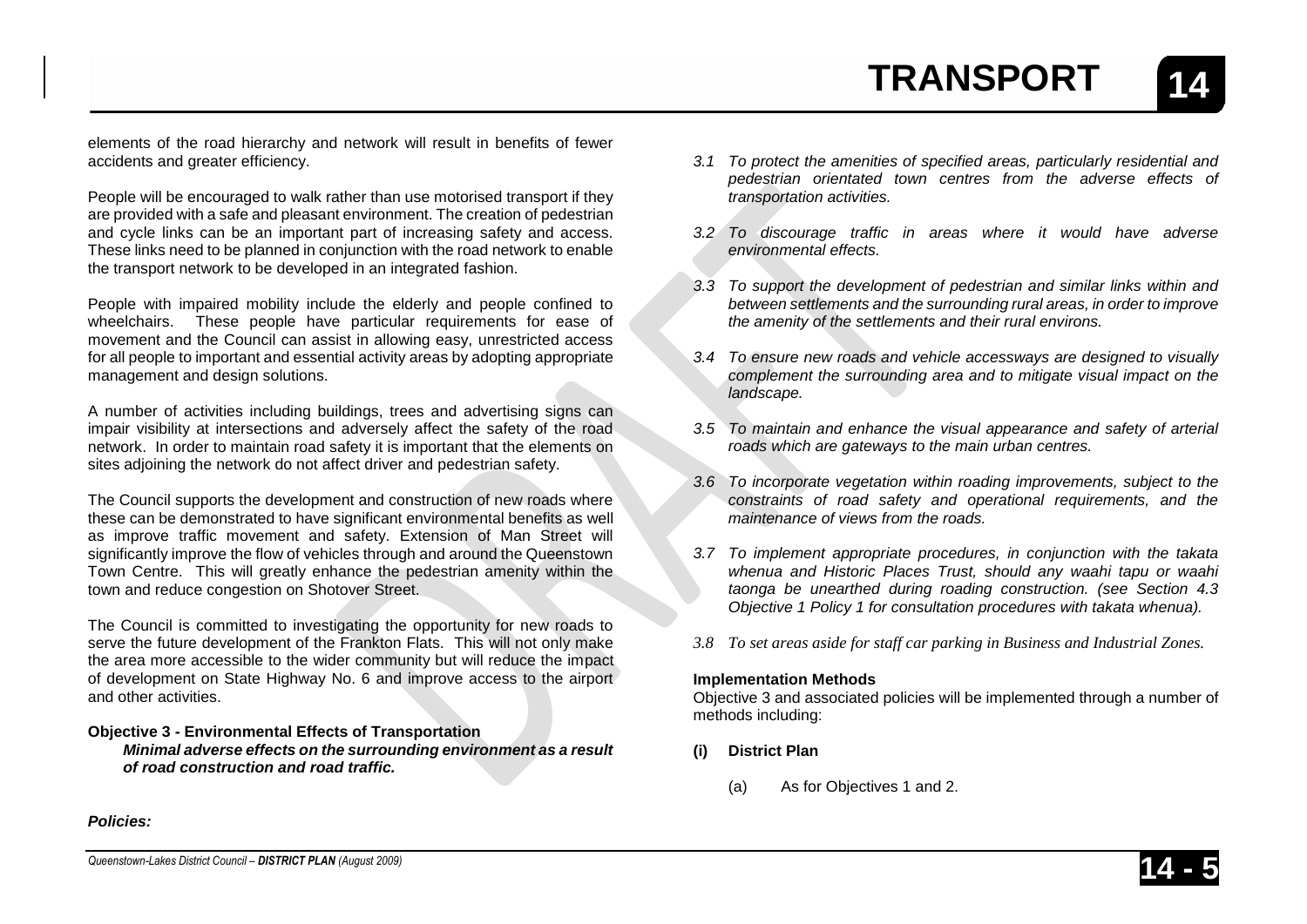elements of the road hierarchy and network will result in benefits of fewer accidents and greater efficiency.

People will be encouraged to walk rather than use motorised transport if they are provided with a safe and pleasant environment. The creation of pedestrian and cycle links can be an important part of increasing safety and access. These links need to be planned in conjunction with the road network to enable the transport network to be developed in an integrated fashion.

People with impaired mobility include the elderly and people confined to wheelchairs. These people have particular requirements for ease of movement and the Council can assist in allowing easy, unrestricted access for all people to important and essential activity areas by adopting appropriate management and design solutions.

A number of activities including buildings, trees and advertising signs can impair visibility at intersections and adversely affect the safety of the road network. In order to maintain road safety it is important that the elements on sites adjoining the network do not affect driver and pedestrian safety.

The Council supports the development and construction of new roads where these can be demonstrated to have significant environmental benefits as well as improve traffic movement and safety. Extension of Man Street will significantly improve the flow of vehicles through and around the Queenstown Town Centre. This will greatly enhance the pedestrian amenity within the town and reduce congestion on Shotover Street.

The Council is committed to investigating the opportunity for new roads to serve the future development of the Frankton Flats. This will not only make the area more accessible to the wider community but will reduce the impact of development on State Highway No. 6 and improve access to the airport and other activities.

**Objective 3 - Environmental Effects of Transportation**

***Minimal adverse effects on the surrounding environment as a result of road construction and road traffic.***

***Policies:***

*3.1 To protect the amenities of specified areas, particularly residential and pedestrian orientated town centres from the adverse effects of transportation activities.*

*3.2 To discourage traffic in areas where it would have adverse environmental effects.*

*3.3 To support the development of pedestrian and similar links within and between settlements and the surrounding rural areas, in order to improve the amenity of the settlements and their rural environs.*

*3.4 To ensure new roads and vehicle accessways are designed to visually complement the surrounding area and to mitigate visual impact on the landscape.*

*3.5 To maintain and enhance the visual appearance and safety of arterial roads which are gateways to the main urban centres.*

*3.6 To incorporate vegetation within roading improvements, subject to the constraints of road safety and operational requirements, and the maintenance of views from the roads.*

*3.7 To implement appropriate procedures, in conjunction with the takata whenua and Historic Places Trust, should any waahi tapu or waahi taonga be unearthed during roading construction. (see Section 4.3 Objective 1 Policy 1 for consultation procedures with takata whenua).*

*3.8 To set areas aside for staff car parking in Business and Industrial Zones.*

**Implementation Methods**

Objective 3 and associated policies will be implemented through a number of methods including:

**(i) District Plan**

(a) As for Objectives 1 and 2.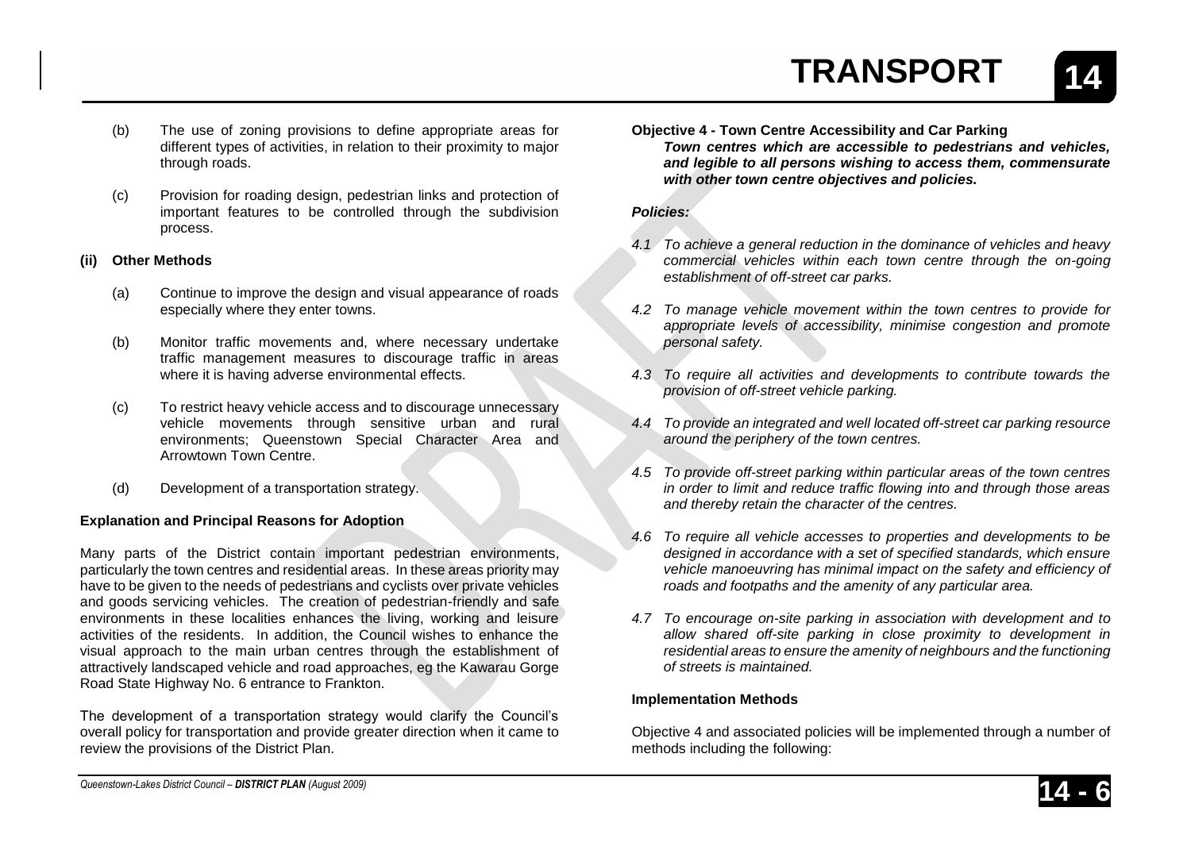(b) The use of zoning provisions to define appropriate areas for different types of activities, in relation to their proximity to major through roads.

(c) Provision for roading design, pedestrian links and protection of important features to be controlled through the subdivision process.

**(ii) Other Methods**

(a) Continue to improve the design and visual appearance of roads especially where they enter towns.

(b) Monitor traffic movements and, where necessary undertake traffic management measures to discourage traffic in areas where it is having adverse environmental effects.

(c) To restrict heavy vehicle access and to discourage unnecessary vehicle movements through sensitive urban and rural environments; Queenstown Special Character Area and Arrowtown Town Centre.

(d) Development of a transportation strategy.

**Explanation and Principal Reasons for Adoption**

Many parts of the District contain important pedestrian environments, particularly the town centres and residential areas. In these areas priority may have to be given to the needs of pedestrians and cyclists over private vehicles and goods servicing vehicles. The creation of pedestrian-friendly and safe environments in these localities enhances the living, working and leisure activities of the residents. In addition, the Council wishes to enhance the visual approach to the main urban centres through the establishment of attractively landscaped vehicle and road approaches, eg the Kawarau Gorge Road State Highway No. 6 entrance to Frankton.

The development of a transportation strategy would clarify the Council's overall policy for transportation and provide greater direction when it came to review the provisions of the District Plan.

**Objective 4 - Town Centre Accessibility and Car Parking**

***Town centres which are accessible to pedestrians and vehicles, and legible to all persons wishing to access them, commensurate with other town centre objectives and policies.***

***Policies:***

*4.1 To achieve a general reduction in the dominance of vehicles and heavy commercial vehicles within each town centre through the on-going establishment of off-street car parks.*

*4.2 To manage vehicle movement within the town centres to provide for appropriate levels of accessibility, minimise congestion and promote personal safety.*

*4.3 To require all activities and developments to contribute towards the provision of off-street vehicle parking.*

*4.4 To provide an integrated and well located off-street car parking resource around the periphery of the town centres.*

*4.5 To provide off-street parking within particular areas of the town centres in order to limit and reduce traffic flowing into and through those areas and thereby retain the character of the centres.*

*4.6 To require all vehicle accesses to properties and developments to be designed in accordance with a set of specified standards, which ensure vehicle manoeuvring has minimal impact on the safety and efficiency of roads and footpaths and the amenity of any particular area.*

*4.7 To encourage on-site parking in association with development and to allow shared off-site parking in close proximity to development in residential areas to ensure the amenity of neighbours and the functioning of streets is maintained.*

**Implementation Methods**

Objective 4 and associated policies will be implemented through a number of methods including the following: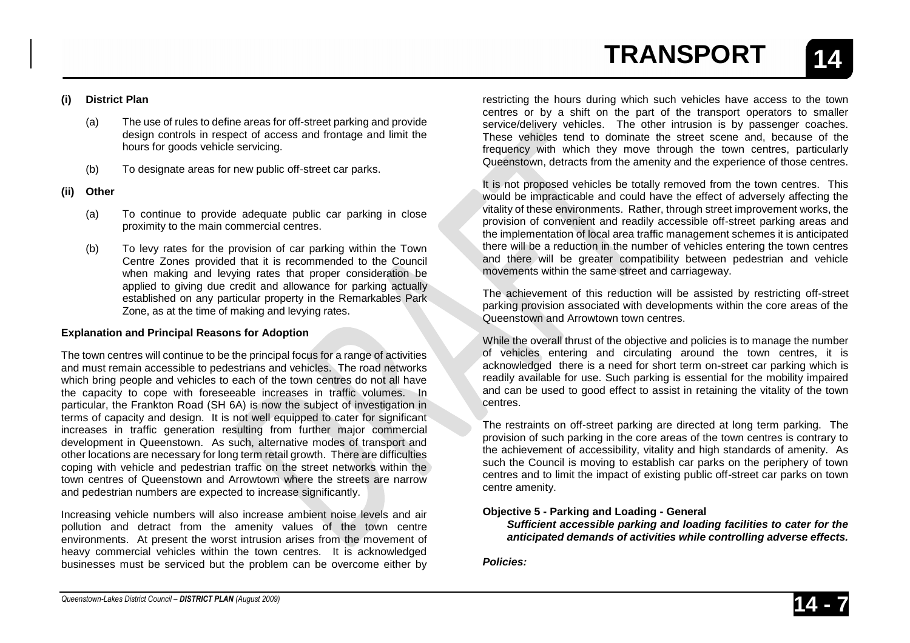**(i) District Plan**

(a) The use of rules to define areas for off-street parking and provide design controls in respect of access and frontage and limit the hours for goods vehicle servicing.

(b) To designate areas for new public off-street car parks.

**(ii) Other**

(a) To continue to provide adequate public car parking in close proximity to the main commercial centres.

(b) To levy rates for the provision of car parking within the Town Centre Zones provided that it is recommended to the Council when making and levying rates that proper consideration be applied to giving due credit and allowance for parking actually established on any particular property in the Remarkables Park Zone, as at the time of making and levying rates.

**Explanation and Principal Reasons for Adoption**

The town centres will continue to be the principal focus for a range of activities and must remain accessible to pedestrians and vehicles. The road networks which bring people and vehicles to each of the town centres do not all have the capacity to cope with foreseeable increases in traffic volumes. In particular, the Frankton Road (SH 6A) is now the subject of investigation in terms of capacity and design. It is not well equipped to cater for significant increases in traffic generation resulting from further major commercial development in Queenstown. As such, alternative modes of transport and other locations are necessary for long term retail growth. There are difficulties coping with vehicle and pedestrian traffic on the street networks within the town centres of Queenstown and Arrowtown where the streets are narrow and pedestrian numbers are expected to increase significantly.

Increasing vehicle numbers will also increase ambient noise levels and air pollution and detract from the amenity values of the town centre environments. At present the worst intrusion arises from the movement of heavy commercial vehicles within the town centres. It is acknowledged businesses must be serviced but the problem can be overcome either by restricting the hours during which such vehicles have access to the town centres or by a shift on the part of the transport operators to smaller service/delivery vehicles. The other intrusion is by passenger coaches. These vehicles tend to dominate the street scene and, because of the frequency with which they move through the town centres, particularly Queenstown, detracts from the amenity and the experience of those centres.

It is not proposed vehicles be totally removed from the town centres. This would be impracticable and could have the effect of adversely affecting the vitality of these environments. Rather, through street improvement works, the provision of convenient and readily accessible off-street parking areas and the implementation of local area traffic management schemes it is anticipated there will be a reduction in the number of vehicles entering the town centres and there will be greater compatibility between pedestrian and vehicle movements within the same street and carriageway.

The achievement of this reduction will be assisted by restricting off-street parking provision associated with developments within the core areas of the Queenstown and Arrowtown town centres.

While the overall thrust of the objective and policies is to manage the number of vehicles entering and circulating around the town centres, it is acknowledged there is a need for short term on-street car parking which is readily available for use. Such parking is essential for the mobility impaired and can be used to good effect to assist in retaining the vitality of the town centres.

The restraints on off-street parking are directed at long term parking. The provision of such parking in the core areas of the town centres is contrary to the achievement of accessibility, vitality and high standards of amenity. As such the Council is moving to establish car parks on the periphery of town centres and to limit the impact of existing public off-street car parks on town centre amenity.

**Objective 5 - Parking and Loading - General**

***Sufficient accessible parking and loading facilities to cater for the anticipated demands of activities while controlling adverse effects.***

***Policies:***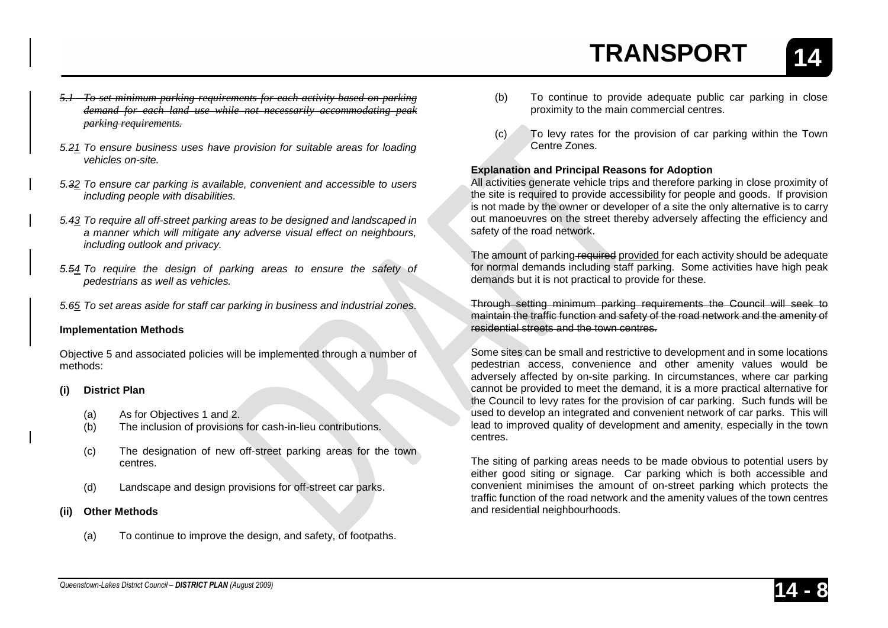~~*5.1 To set minimum parking requirements for each activity based on parking demand for each land use while not necessarily accommodating peak parking requirements.*~~

*5.~~2~~1 To ensure business uses have provision for suitable areas for loading vehicles on-site.*

*5.~~3~~2 To ensure car parking is available, convenient and accessible to users including people with disabilities.*

*5.~~4~~3 To require all off-street parking areas to be designed and landscaped in a manner which will mitigate any adverse visual effect on neighbours, including outlook and privacy.*

*5.~~5~~4 To require the design of parking areas to ensure the safety of pedestrians as well as vehicles.*

*5.~~6~~5 To set areas aside for staff car parking in business and industrial zones.*

**Implementation Methods**

Objective 5 and associated policies will be implemented through a number of methods:

**(i) District Plan**

(a) As for Objectives 1 and 2.
(b) The inclusion of provisions for cash-in-lieu contributions.

(c) The designation of new off-street parking areas for the town centres.

(d) Landscape and design provisions for off-street car parks.

**(ii) Other Methods**

(a) To continue to improve the design, and safety, of footpaths.

(b) To continue to provide adequate public car parking in close proximity to the main commercial centres.

(c) To levy rates for the provision of car parking within the Town Centre Zones.

**Explanation and Principal Reasons for Adoption**

All activities generate vehicle trips and therefore parking in close proximity of the site is required to provide accessibility for people and goods. If provision is not made by the owner or developer of a site the only alternative is to carry out manoeuvres on the street thereby adversely affecting the efficiency and safety of the road network.

The amount of parking ~~required~~ provided for each activity should be adequate for normal demands including staff parking. Some activities have high peak demands but it is not practical to provide for these.

~~Through setting minimum parking requirements the Council will seek to maintain the traffic function and safety of the road network and the amenity of residential streets and the town centres.~~

Some sites can be small and restrictive to development and in some locations pedestrian access, convenience and other amenity values would be adversely affected by on-site parking. In circumstances, where car parking cannot be provided to meet the demand, it is a more practical alternative for the Council to levy rates for the provision of car parking. Such funds will be used to develop an integrated and convenient network of car parks. This will lead to improved quality of development and amenity, especially in the town centres.

The siting of parking areas needs to be made obvious to potential users by either good siting or signage. Car parking which is both accessible and convenient minimises the amount of on-street parking which protects the traffic function of the road network and the amenity values of the town centres and residential neighbourhoods.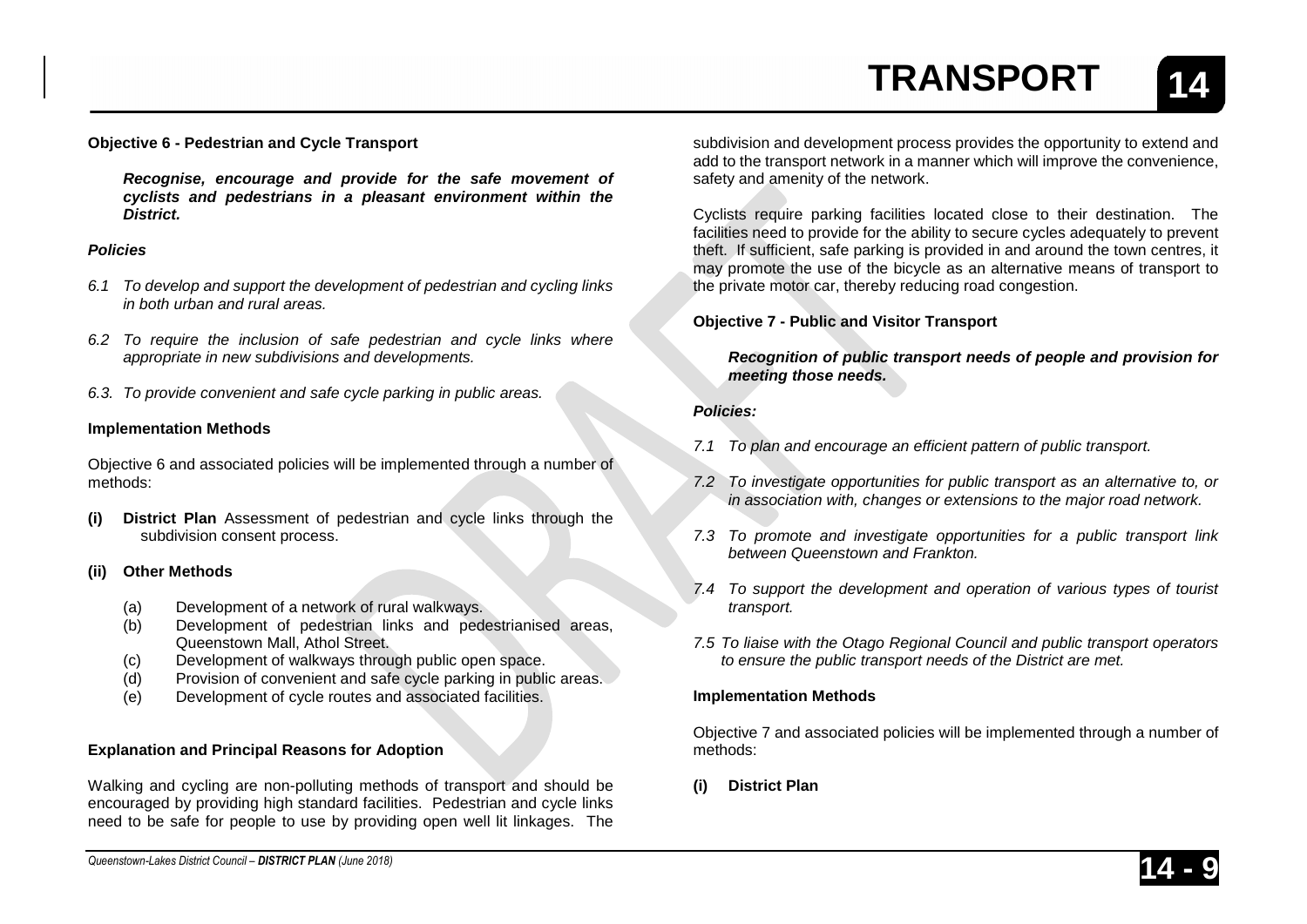**Objective 6 - Pedestrian and Cycle Transport**

> ***Recognise, encourage and provide for the safe movement of cyclists and pedestrians in a pleasant environment within the District.***

***Policies***

*6.1 To develop and support the development of pedestrian and cycling links in both urban and rural areas.*

*6.2 To require the inclusion of safe pedestrian and cycle links where appropriate in new subdivisions and developments.*

*6.3. To provide convenient and safe cycle parking in public areas.*

**Implementation Methods**

Objective 6 and associated policies will be implemented through a number of methods:

**(i) District Plan** Assessment of pedestrian and cycle links through the subdivision consent process.

**(ii) Other Methods**

(a) Development of a network of rural walkways.
(b) Development of pedestrian links and pedestrianised areas, Queenstown Mall, Athol Street.
(c) Development of walkways through public open space.
(d) Provision of convenient and safe cycle parking in public areas.
(e) Development of cycle routes and associated facilities.

**Explanation and Principal Reasons for Adoption**

Walking and cycling are non-polluting methods of transport and should be encouraged by providing high standard facilities. Pedestrian and cycle links need to be safe for people to use by providing open well lit linkages. The subdivision and development process provides the opportunity to extend and add to the transport network in a manner which will improve the convenience, safety and amenity of the network.

Cyclists require parking facilities located close to their destination. The facilities need to provide for the ability to secure cycles adequately to prevent theft. If sufficient, safe parking is provided in and around the town centres, it may promote the use of the bicycle as an alternative means of transport to the private motor car, thereby reducing road congestion.

**Objective 7 - Public and Visitor Transport**

> ***Recognition of public transport needs of people and provision for meeting those needs.***

***Policies:***

*7.1 To plan and encourage an efficient pattern of public transport.*

*7.2 To investigate opportunities for public transport as an alternative to, or in association with, changes or extensions to the major road network.*

*7.3 To promote and investigate opportunities for a public transport link between Queenstown and Frankton.*

*7.4 To support the development and operation of various types of tourist transport.*

*7.5 To liaise with the Otago Regional Council and public transport operators to ensure the public transport needs of the District are met.*

**Implementation Methods**

Objective 7 and associated policies will be implemented through a number of methods:

**(i) District Plan**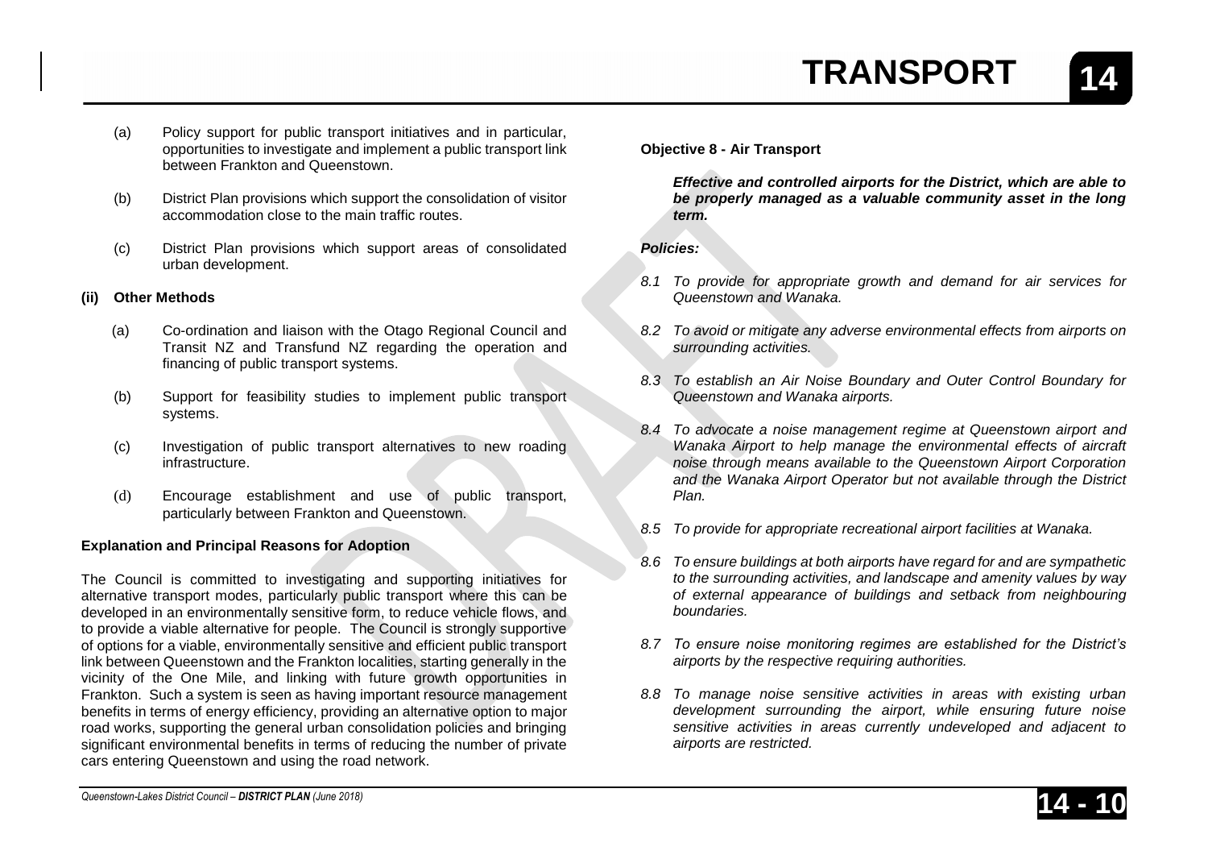(a) Policy support for public transport initiatives and in particular, opportunities to investigate and implement a public transport link between Frankton and Queenstown.

(b) District Plan provisions which support the consolidation of visitor accommodation close to the main traffic routes.

(c) District Plan provisions which support areas of consolidated urban development.

**(ii) Other Methods**

(a) Co-ordination and liaison with the Otago Regional Council and Transit NZ and Transfund NZ regarding the operation and financing of public transport systems.

(b) Support for feasibility studies to implement public transport systems.

(c) Investigation of public transport alternatives to new roading infrastructure.

(d) Encourage establishment and use of public transport, particularly between Frankton and Queenstown.

**Explanation and Principal Reasons for Adoption**

The Council is committed to investigating and supporting initiatives for alternative transport modes, particularly public transport where this can be developed in an environmentally sensitive form, to reduce vehicle flows, and to provide a viable alternative for people. The Council is strongly supportive of options for a viable, environmentally sensitive and efficient public transport link between Queenstown and the Frankton localities, starting generally in the vicinity of the One Mile, and linking with future growth opportunities in Frankton. Such a system is seen as having important resource management benefits in terms of energy efficiency, providing an alternative option to major road works, supporting the general urban consolidation policies and bringing significant environmental benefits in terms of reducing the number of private cars entering Queenstown and using the road network.

**Objective 8 - Air Transport**

***Effective and controlled airports for the District, which are able to be properly managed as a valuable community asset in the long term.***

***Policies:***

*8.1 To provide for appropriate growth and demand for air services for Queenstown and Wanaka.*

*8.2 To avoid or mitigate any adverse environmental effects from airports on surrounding activities.*

*8.3 To establish an Air Noise Boundary and Outer Control Boundary for Queenstown and Wanaka airports.*

*8.4 To advocate a noise management regime at Queenstown airport and Wanaka Airport to help manage the environmental effects of aircraft noise through means available to the Queenstown Airport Corporation and the Wanaka Airport Operator but not available through the District Plan.*

*8.5 To provide for appropriate recreational airport facilities at Wanaka.*

*8.6 To ensure buildings at both airports have regard for and are sympathetic to the surrounding activities, and landscape and amenity values by way of external appearance of buildings and setback from neighbouring boundaries.*

*8.7 To ensure noise monitoring regimes are established for the District's airports by the respective requiring authorities.*

*8.8 To manage noise sensitive activities in areas with existing urban development surrounding the airport, while ensuring future noise sensitive activities in areas currently undeveloped and adjacent to airports are restricted.*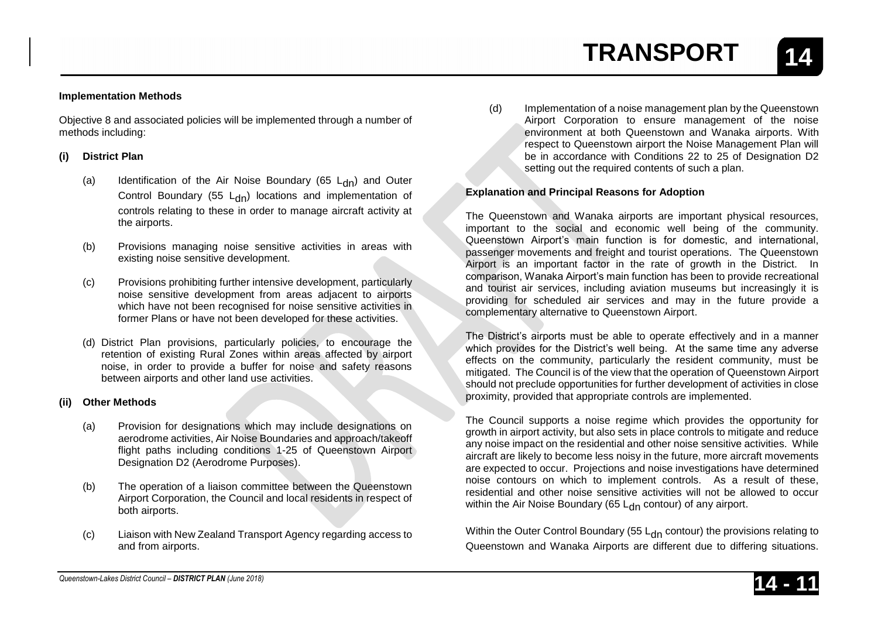### Implementation Methods

Objective 8 and associated policies will be implemented through a number of methods including:

**(i) District Plan**

(a) Identification of the Air Noise Boundary (65 $L_{dn}$) and Outer Control Boundary (55 $L_{dn}$) locations and implementation of controls relating to these in order to manage aircraft activity at the airports.

(b) Provisions managing noise sensitive activities in areas with existing noise sensitive development.

(c) Provisions prohibiting further intensive development, particularly noise sensitive development from areas adjacent to airports which have not been recognised for noise sensitive activities in former Plans or have not been developed for these activities.

(d) District Plan provisions, particularly policies, to encourage the retention of existing Rural Zones within areas affected by airport noise, in order to provide a buffer for noise and safety reasons between airports and other land use activities.

**(ii) Other Methods**

(a) Provision for designations which may include designations on aerodrome activities, Air Noise Boundaries and approach/takeoff flight paths including conditions 1-25 of Queenstown Airport Designation D2 (Aerodrome Purposes).

(b) The operation of a liaison committee between the Queenstown Airport Corporation, the Council and local residents in respect of both airports.

(c) Liaison with New Zealand Transport Agency regarding access to and from airports.

(d) Implementation of a noise management plan by the Queenstown Airport Corporation to ensure management of the noise environment at both Queenstown and Wanaka airports. With respect to Queenstown airport the Noise Management Plan will be in accordance with Conditions 22 to 25 of Designation D2 setting out the required contents of such a plan.

### Explanation and Principal Reasons for Adoption

The Queenstown and Wanaka airports are important physical resources, important to the social and economic well being of the community. Queenstown Airport's main function is for domestic, and international, passenger movements and freight and tourist operations. The Queenstown Airport is an important factor in the rate of growth in the District. In comparison, Wanaka Airport's main function has been to provide recreational and tourist air services, including aviation museums but increasingly it is providing for scheduled air services and may in the future provide a complementary alternative to Queenstown Airport.

The District's airports must be able to operate effectively and in a manner which provides for the District's well being. At the same time any adverse effects on the community, particularly the resident community, must be mitigated. The Council is of the view that the operation of Queenstown Airport should not preclude opportunities for further development of activities in close proximity, provided that appropriate controls are implemented.

The Council supports a noise regime which provides the opportunity for growth in airport activity, but also sets in place controls to mitigate and reduce any noise impact on the residential and other noise sensitive activities. While aircraft are likely to become less noisy in the future, more aircraft movements are expected to occur. Projections and noise investigations have determined noise contours on which to implement controls. As a result of these, residential and other noise sensitive activities will not be allowed to occur within the Air Noise Boundary (65 $L_{dn}$ contour) of any airport.

Within the Outer Control Boundary (55 $L_{dn}$ contour) the provisions relating to Queenstown and Wanaka Airports are different due to differing situations.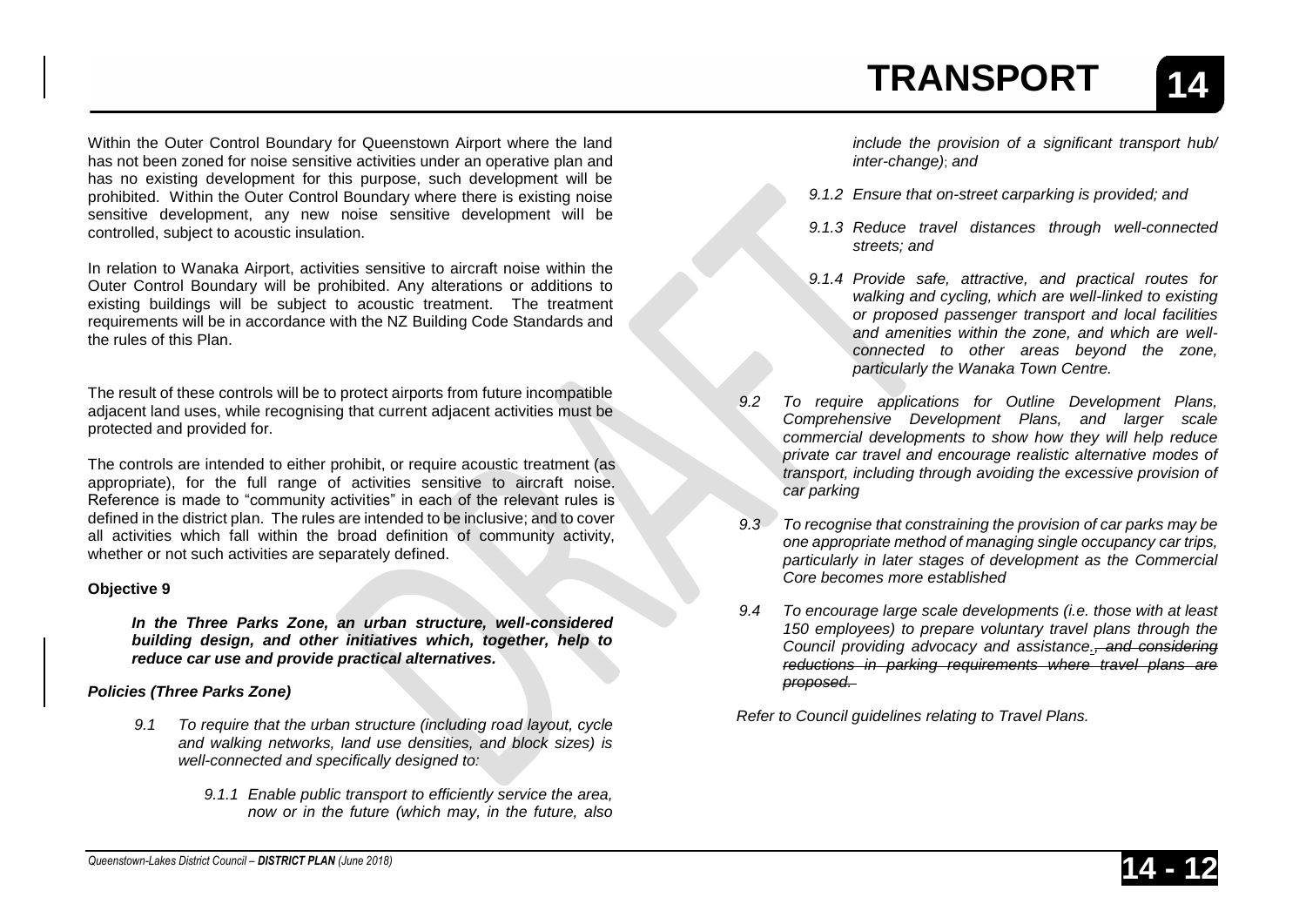Within the Outer Control Boundary for Queenstown Airport where the land has not been zoned for noise sensitive activities under an operative plan and has no existing development for this purpose, such development will be prohibited. Within the Outer Control Boundary where there is existing noise sensitive development, any new noise sensitive development will be controlled, subject to acoustic insulation.

In relation to Wanaka Airport, activities sensitive to aircraft noise within the Outer Control Boundary will be prohibited. Any alterations or additions to existing buildings will be subject to acoustic treatment. The treatment requirements will be in accordance with the NZ Building Code Standards and the rules of this Plan.

The result of these controls will be to protect airports from future incompatible adjacent land uses, while recognising that current adjacent activities must be protected and provided for.

The controls are intended to either prohibit, or require acoustic treatment (as appropriate), for the full range of activities sensitive to aircraft noise. Reference is made to "community activities" in each of the relevant rules is defined in the district plan. The rules are intended to be inclusive; and to cover all activities which fall within the broad definition of community activity, whether or not such activities are separately defined.

**Objective 9**

***In the Three Parks Zone, an urban structure, well-considered building design, and other initiatives which, together, help to reduce car use and provide practical alternatives.***

***Policies (Three Parks Zone)***

*9.1 To require that the urban structure (including road layout, cycle and walking networks, land use densities, and block sizes) is well-connected and specifically designed to:*

*9.1.1 Enable public transport to efficiently service the area, now or in the future (which may, in the future, also include the provision of a significant transport hub/ inter-change); and*

*9.1.2 Ensure that on-street carparking is provided; and*

*9.1.3 Reduce travel distances through well-connected streets; and*

*9.1.4 Provide safe, attractive, and practical routes for walking and cycling, which are well-linked to existing or proposed passenger transport and local facilities and amenities within the zone, and which are well-connected to other areas beyond the zone, particularly the Wanaka Town Centre.*

*9.2 To require applications for Outline Development Plans, Comprehensive Development Plans, and larger scale commercial developments to show how they will help reduce private car travel and encourage realistic alternative modes of transport, including through avoiding the excessive provision of car parking*

*9.3 To recognise that constraining the provision of car parks may be one appropriate method of managing single occupancy car trips, particularly in later stages of development as the Commercial Core becomes more established*

*9.4 To encourage large scale developments (i.e. those with at least 150 employees) to prepare voluntary travel plans through the Council providing advocacy and assistance.~~, and considering reductions in parking requirements where travel plans are proposed.~~*

*Refer to Council guidelines relating to Travel Plans.*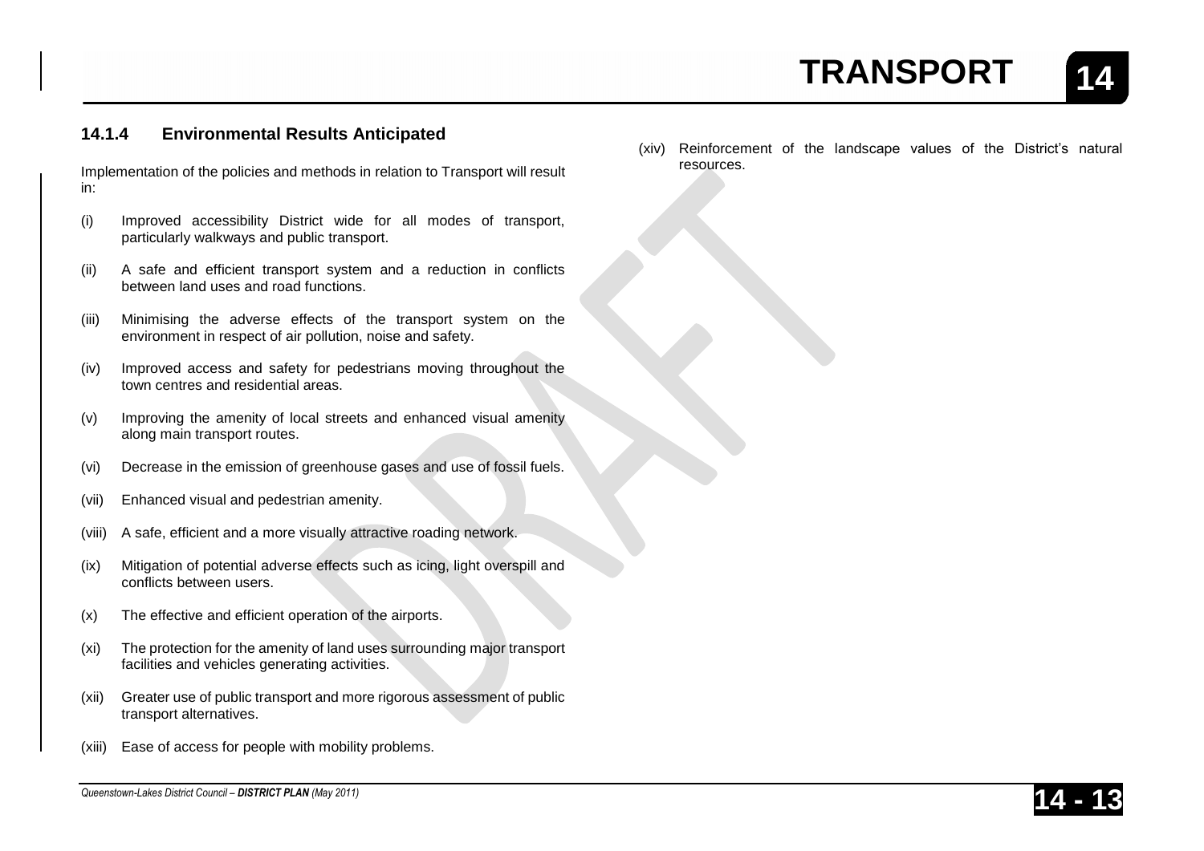### 14.1.4 Environmental Results Anticipated

Implementation of the policies and methods in relation to Transport will result in:

(i) Improved accessibility District wide for all modes of transport, particularly walkways and public transport.

(ii) A safe and efficient transport system and a reduction in conflicts between land uses and road functions.

(iii) Minimising the adverse effects of the transport system on the environment in respect of air pollution, noise and safety.

(iv) Improved access and safety for pedestrians moving throughout the town centres and residential areas.

(v) Improving the amenity of local streets and enhanced visual amenity along main transport routes.

(vi) Decrease in the emission of greenhouse gases and use of fossil fuels.

(vii) Enhanced visual and pedestrian amenity.

(viii) A safe, efficient and a more visually attractive roading network.

(ix) Mitigation of potential adverse effects such as icing, light overspill and conflicts between users.

(x) The effective and efficient operation of the airports.

(xi) The protection for the amenity of land uses surrounding major transport facilities and vehicles generating activities.

(xii) Greater use of public transport and more rigorous assessment of public transport alternatives.

(xiii) Ease of access for people with mobility problems.

(xiv) Reinforcement of the landscape values of the District's natural resources.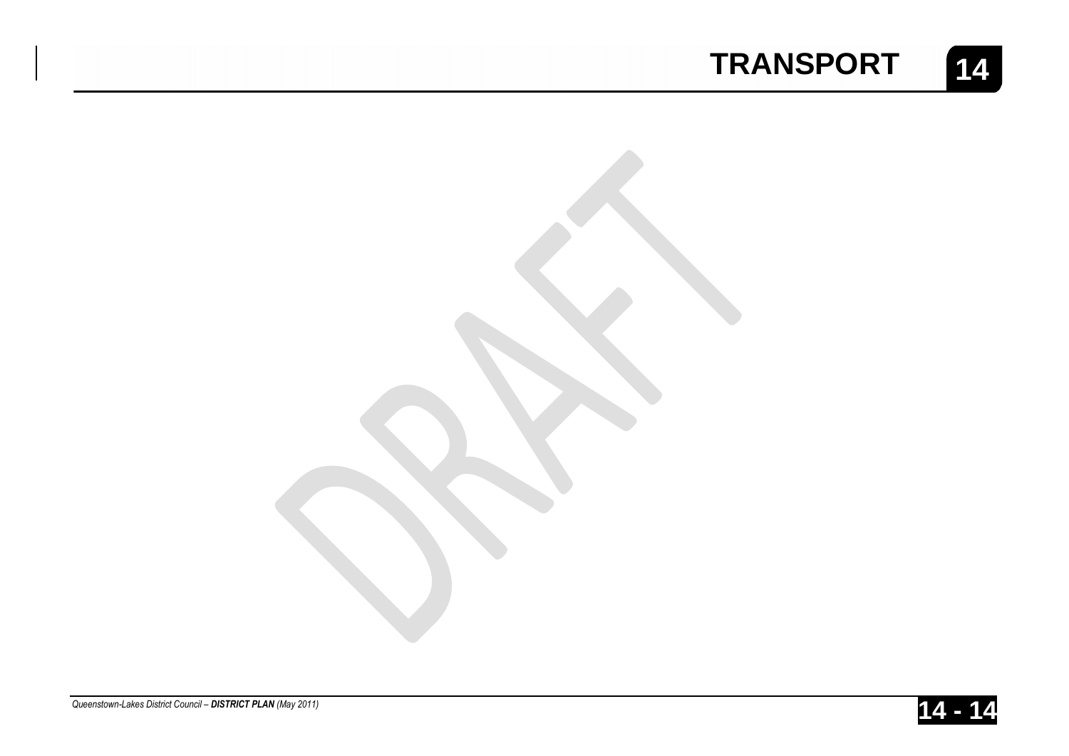DRAFT